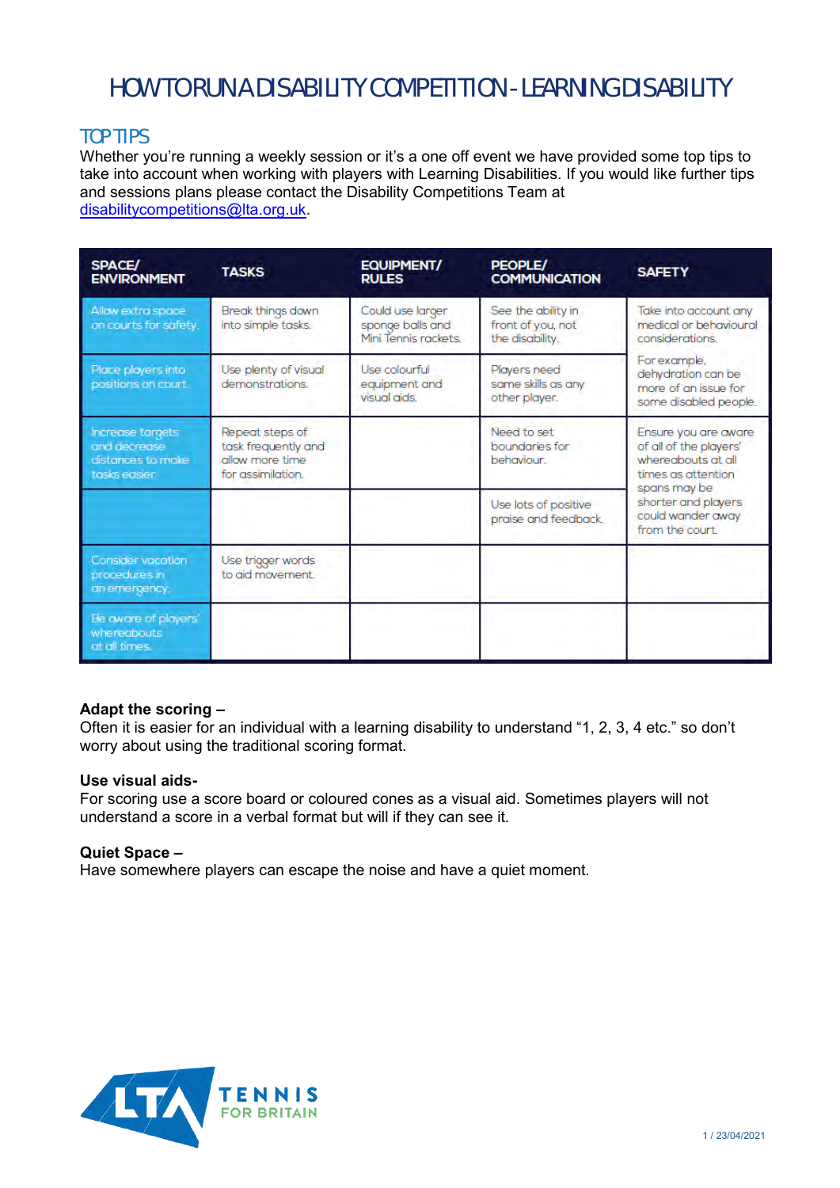# HOW TO RUN A DISABILITY COMPETITION - LEARNING DISABILITY

## TOP TIPS

Whether you're running a weekly session or it's a one off event we have provided some top tips to take into account when working with players with Learning Disabilities. If you would like further tips and sessions plans please contact the Disability Competitions Team at [disabilitycompetitions@lta.org.uk](mailto:disabilitycompetitions@lta.org.uk).

| SPACE/ ENVIRONMENT | TASKS | EQUIPMENT/ RULES | PEOPLE/ COMMUNICATION | SAFETY |
|---|---|---|---|---|
| Allow extra space on courts for safety. | Break things down into simple tasks. | Could use larger sponge balls and Mini Tennis rackets. | See the ability in front of you, not the disability. | Take into account any medical or behavioural considerations. |
| Place players into positions on court. | Use plenty of visual demonstrations. | Use colourful equipment and visual aids. | Players need same skills as any other player. | For example, dehydration can be more of an issue for some disabled people. |
| Increase targets and decrease distances to make tasks easier. | Repeat steps of task frequently and allow more time for assimilation. | | Need to set boundaries for behaviour. | Ensure you are aware of all of the players' whereabouts at all times as attention spans may be shorter and players could wander away from the court. |
| | | | Use lots of positive praise and feedback. | |
| Consider vacation procedures in an emergency. | Use trigger words to aid movement. | | | |
| Be aware of players' whereabouts at all times. | | | | |

**Adapt the scoring –**
Often it is easier for an individual with a learning disability to understand "1, 2, 3, 4 etc." so don't worry about using the traditional scoring format.

**Use visual aids-**
For scoring use a score board or coloured cones as a visual aid. Sometimes players will not understand a score in a verbal format but will if they can see it.

**Quiet Space –**
Have somewhere players can escape the noise and have a quiet moment.

LTA TENNIS FOR BRITAIN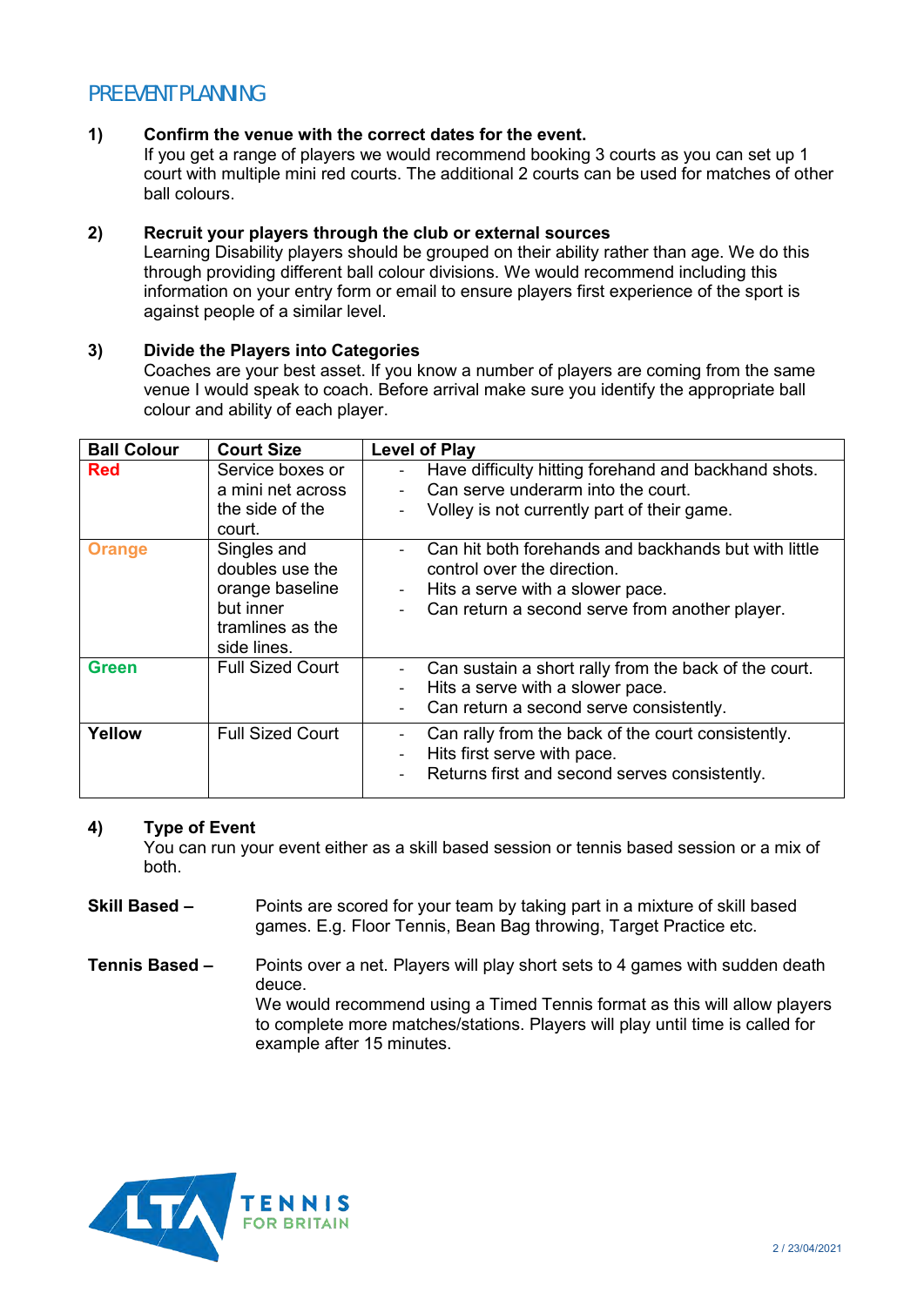# PRE EVENT PLANNING

**1) Confirm the venue with the correct dates for the event.**

If you get a range of players we would recommend booking 3 courts as you can set up 1 court with multiple mini red courts. The additional 2 courts can be used for matches of other ball colours.

**2) Recruit your players through the club or external sources**

Learning Disability players should be grouped on their ability rather than age. We do this through providing different ball colour divisions. We would recommend including this information on your entry form or email to ensure players first experience of the sport is against people of a similar level.

**3) Divide the Players into Categories**

Coaches are your best asset. If you know a number of players are coming from the same venue I would speak to coach. Before arrival make sure you identify the appropriate ball colour and ability of each player.

| Ball Colour | Court Size | Level of Play |
| --- | --- | --- |
| **Red** | Service boxes or a mini net across the side of the court. | - Have difficulty hitting forehand and backhand shots.<br>- Can serve underarm into the court.<br>- Volley is not currently part of their game. |
| **Orange** | Singles and doubles use the orange baseline but inner tramlines as the side lines. | - Can hit both forehands and backhands but with little control over the direction.<br>- Hits a serve with a slower pace.<br>- Can return a second serve from another player. |
| **Green** | Full Sized Court | - Can sustain a short rally from the back of the court.<br>- Hits a serve with a slower pace.<br>- Can return a second serve consistently. |
| **Yellow** | Full Sized Court | - Can rally from the back of the court consistently.<br>- Hits first serve with pace.<br>- Returns first and second serves consistently. |

**4) Type of Event**

You can run your event either as a skill based session or tennis based session or a mix of both.

**Skill Based –** Points are scored for your team by taking part in a mixture of skill based games. E.g. Floor Tennis, Bean Bag throwing, Target Practice etc.

**Tennis Based –** Points over a net. Players will play short sets to 4 games with sudden death deuce.
We would recommend using a Timed Tennis format as this will allow players to complete more matches/stations. Players will play until time is called for example after 15 minutes.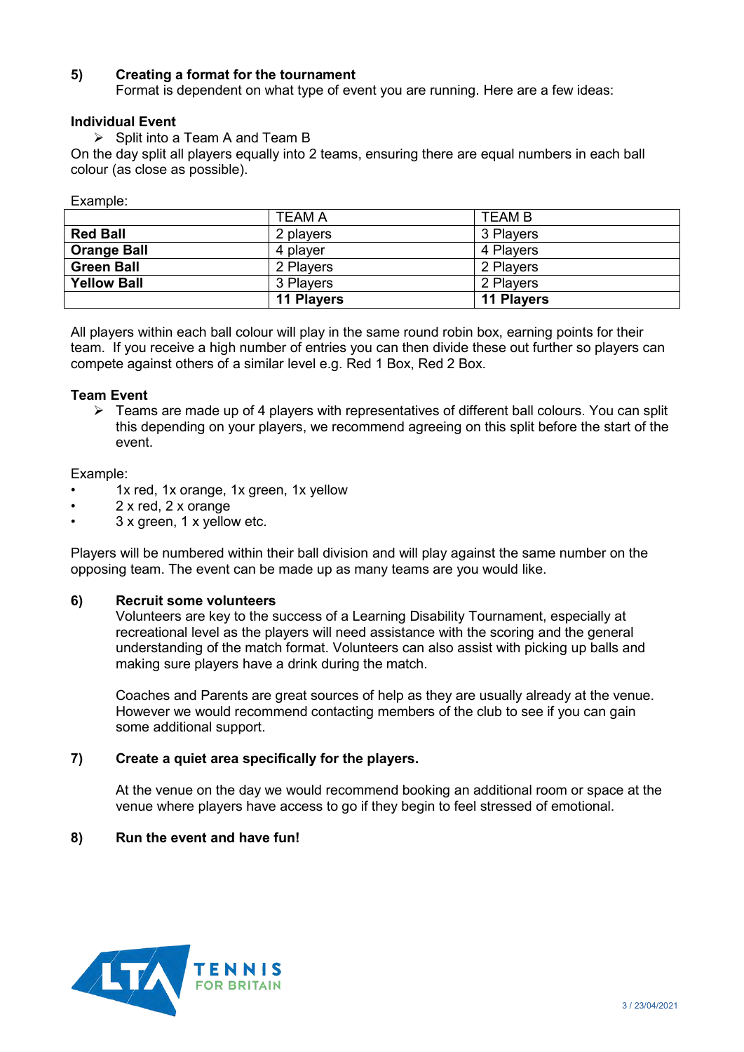## 5) Creating a format for the tournament

Format is dependent on what type of event you are running. Here are a few ideas:

**Individual Event**

- Split into a Team A and Team B

On the day split all players equally into 2 teams, ensuring there are equal numbers in each ball colour (as close as possible).

Example:

| | TEAM A | TEAM B |
|---|---|---|
| **Red Ball** | 2 players | 3 Players |
| **Orange Ball** | 4 player | 4 Players |
| **Green Ball** | 2 Players | 2 Players |
| **Yellow Ball** | 3 Players | 2 Players |
| | **11 Players** | **11 Players** |

All players within each ball colour will play in the same round robin box, earning points for their team. If you receive a high number of entries you can then divide these out further so players can compete against others of a similar level e.g. Red 1 Box, Red 2 Box.

**Team Event**

- Teams are made up of 4 players with representatives of different ball colours. You can split this depending on your players, we recommend agreeing on this split before the start of the event.

Example:

- 1x red, 1x orange, 1x green, 1x yellow
- 2 x red, 2 x orange
- 3 x green, 1 x yellow etc.

Players will be numbered within their ball division and will play against the same number on the opposing team. The event can be made up as many teams are you would like.

## 6) Recruit some volunteers

Volunteers are key to the success of a Learning Disability Tournament, especially at recreational level as the players will need assistance with the scoring and the general understanding of the match format. Volunteers can also assist with picking up balls and making sure players have a drink during the match.

Coaches and Parents are great sources of help as they are usually already at the venue. However we would recommend contacting members of the club to see if you can gain some additional support.

## 7) Create a quiet area specifically for the players.

At the venue on the day we would recommend booking an additional room or space at the venue where players have access to go if they begin to feel stressed of emotional.

## 8) Run the event and have fun!